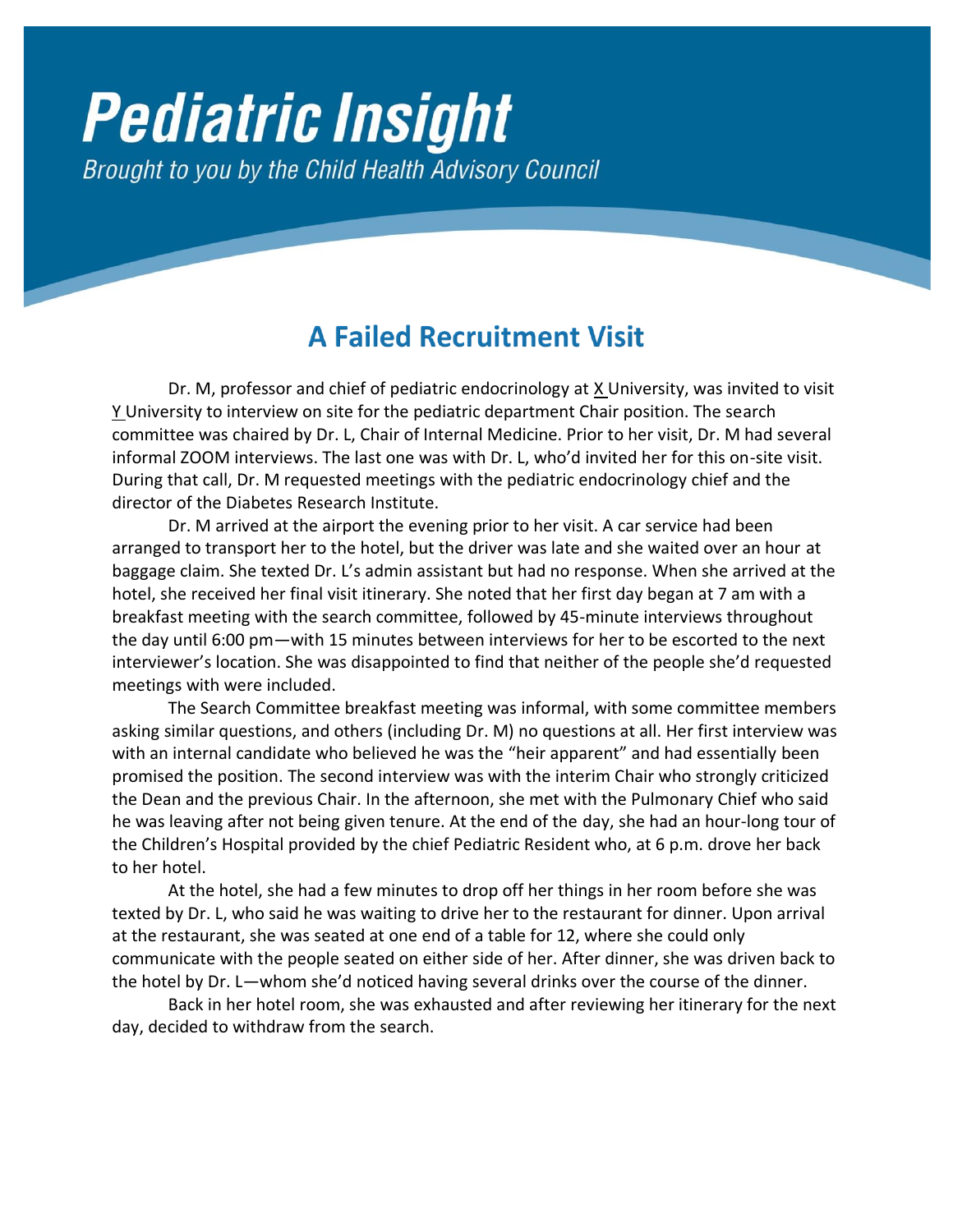# Pediatric Insight

*Brought to you by the Child Health Advisory Council*

## A Failed Recruitment Visit

Dr. M, professor and chief of pediatric endocrinology at X University, was invited to visit Y University to interview on site for the pediatric department Chair position. The search committee was chaired by Dr. L, Chair of Internal Medicine. Prior to her visit, Dr. M had several informal ZOOM interviews. The last one was with Dr. L, who'd invited her for this on-site visit. During that call, Dr. M requested meetings with the pediatric endocrinology chief and the director of the Diabetes Research Institute.

Dr. M arrived at the airport the evening prior to her visit. A car service had been arranged to transport her to the hotel, but the driver was late and she waited over an hour at baggage claim. She texted Dr. L's admin assistant but had no response. When she arrived at the hotel, she received her final visit itinerary. She noted that her first day began at 7 am with a breakfast meeting with the search committee, followed by 45-minute interviews throughout the day until 6:00 pm—with 15 minutes between interviews for her to be escorted to the next interviewer's location. She was disappointed to find that neither of the people she'd requested meetings with were included.

The Search Committee breakfast meeting was informal, with some committee members asking similar questions, and others (including Dr. M) no questions at all. Her first interview was with an internal candidate who believed he was the "heir apparent" and had essentially been promised the position. The second interview was with the interim Chair who strongly criticized the Dean and the previous Chair. In the afternoon, she met with the Pulmonary Chief who said he was leaving after not being given tenure. At the end of the day, she had an hour-long tour of the Children's Hospital provided by the chief Pediatric Resident who, at 6 p.m. drove her back to her hotel.

At the hotel, she had a few minutes to drop off her things in her room before she was texted by Dr. L, who said he was waiting to drive her to the restaurant for dinner. Upon arrival at the restaurant, she was seated at one end of a table for 12, where she could only communicate with the people seated on either side of her. After dinner, she was driven back to the hotel by Dr. L—whom she'd noticed having several drinks over the course of the dinner.

Back in her hotel room, she was exhausted and after reviewing her itinerary for the next day, decided to withdraw from the search.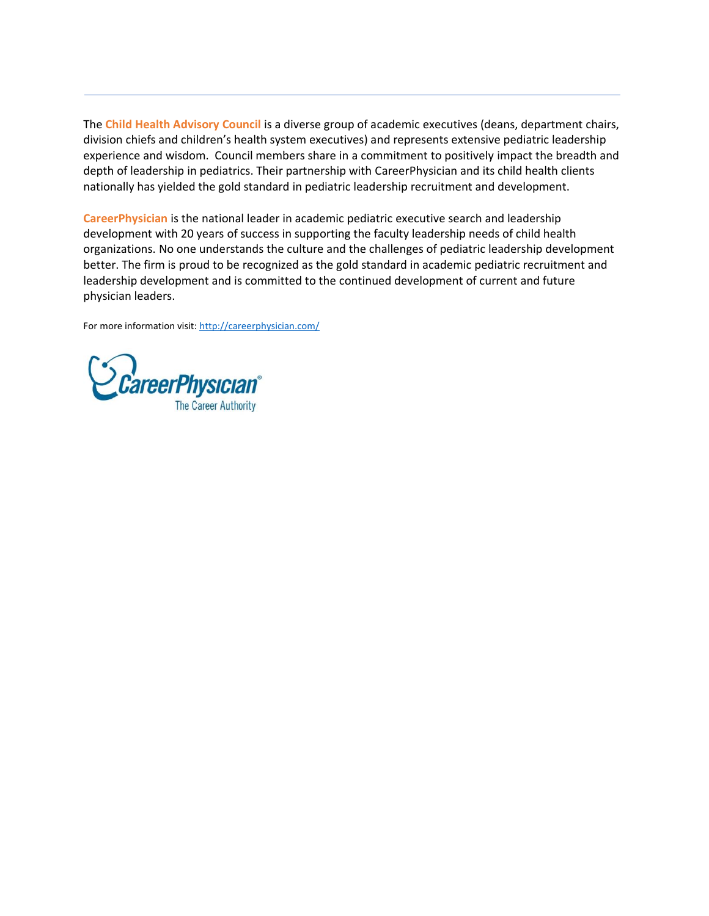The **Child Health Advisory Council** is a diverse group of academic executives (deans, department chairs, division chiefs and children's health system executives) and represents extensive pediatric leadership experience and wisdom. Council members share in a commitment to positively impact the breadth and depth of leadership in pediatrics. Their partnership with CareerPhysician and its child health clients nationally has yielded the gold standard in pediatric leadership recruitment and development.

**CareerPhysician** is the national leader in academic pediatric executive search and leadership development with 20 years of success in supporting the faculty leadership needs of child health organizations. No one understands the culture and the challenges of pediatric leadership development better. The firm is proud to be recognized as the gold standard in academic pediatric recruitment and leadership development and is committed to the continued development of current and future physician leaders.

For more information visit: http://careerphysician.com/

CareerPhysician®
The Career Authority